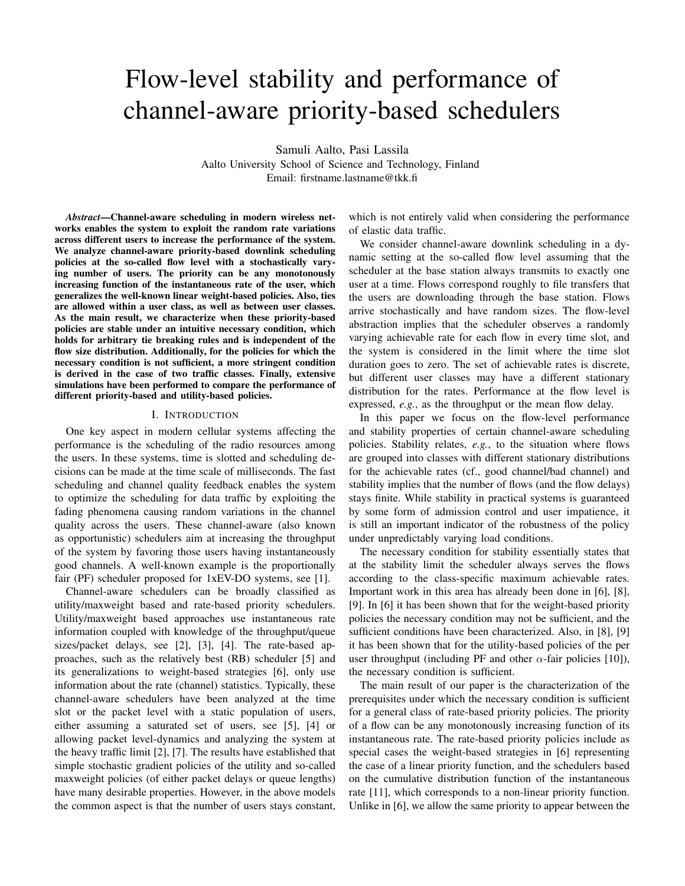# Flow-level stability and performance of channel-aware priority-based schedulers

Samuli Aalto, Pasi Lassila
Aalto University School of Science and Technology, Finland
Email: firstname.lastname@tkk.fi

***Abstract*—Channel-aware scheduling in modern wireless networks enables the system to exploit the random rate variations across different users to increase the performance of the system. We analyze channel-aware priority-based downlink scheduling policies at the so-called flow level with a stochastically varying number of users. The priority can be any monotonously increasing function of the instantaneous rate of the user, which generalizes the well-known linear weight-based policies. Also, ties are allowed within a user class, as well as between user classes. As the main result, we characterize when these priority-based policies are stable under an intuitive necessary condition, which holds for arbitrary tie breaking rules and is independent of the flow size distribution. Additionally, for the policies for which the necessary condition is not sufficient, a more stringent condition is derived in the case of two traffic classes. Finally, extensive simulations have been performed to compare the performance of different priority-based and utility-based policies.**

## I. Introduction

One key aspect in modern cellular systems affecting the performance is the scheduling of the radio resources among the users. In these systems, time is slotted and scheduling decisions can be made at the time scale of milliseconds. The fast scheduling and channel quality feedback enables the system to optimize the scheduling for data traffic by exploiting the fading phenomena causing random variations in the channel quality across the users. These channel-aware (also known as opportunistic) schedulers aim at increasing the throughput of the system by favoring those users having instantaneously good channels. A well-known example is the proportionally fair (PF) scheduler proposed for 1xEV-DO systems, see [1].

Channel-aware schedulers can be broadly classified as utility/maxweight based and rate-based priority schedulers. Utility/maxweight based approaches use instantaneous rate information coupled with knowledge of the throughput/queue sizes/packet delays, see [2], [3], [4]. The rate-based approaches, such as the relatively best (RB) scheduler [5] and its generalizations to weight-based strategies [6], only use information about the rate (channel) statistics. Typically, these channel-aware schedulers have been analyzed at the time slot or the packet level with a static population of users, either assuming a saturated set of users, see [5], [4] or allowing packet level-dynamics and analyzing the system at the heavy traffic limit [2], [7]. The results have established that simple stochastic gradient policies of the utility and so-called maxweight policies (of either packet delays or queue lengths) have many desirable properties. However, in the above models the common aspect is that the number of users stays constant, which is not entirely valid when considering the performance of elastic data traffic.

We consider channel-aware downlink scheduling in a dynamic setting at the so-called flow level assuming that the scheduler at the base station always transmits to exactly one user at a time. Flows correspond roughly to file transfers that the users are downloading through the base station. Flows arrive stochastically and have random sizes. The flow-level abstraction implies that the scheduler observes a randomly varying achievable rate for each flow in every time slot, and the system is considered in the limit where the time slot duration goes to zero. The set of achievable rates is discrete, but different user classes may have a different stationary distribution for the rates. Performance at the flow level is expressed, *e.g.*, as the throughput or the mean flow delay.

In this paper we focus on the flow-level performance and stability properties of certain channel-aware scheduling policies. Stability relates, *e.g.*, to the situation where flows are grouped into classes with different stationary distributions for the achievable rates (cf., good channel/bad channel) and stability implies that the number of flows (and the flow delays) stays finite. While stability in practical systems is guaranteed by some form of admission control and user impatience, it is still an important indicator of the robustness of the policy under unpredictably varying load conditions.

The necessary condition for stability essentially states that at the stability limit the scheduler always serves the flows according to the class-specific maximum achievable rates. Important work in this area has already been done in [6], [8], [9]. In [6] it has been shown that for the weight-based priority policies the necessary condition may not be sufficient, and the sufficient conditions have been characterized. Also, in [8], [9] it has been shown that for the utility-based policies of the per user throughput (including PF and other $\alpha$-fair policies [10]), the necessary condition is sufficient.

The main result of our paper is the characterization of the prerequisites under which the necessary condition is sufficient for a general class of rate-based priority policies. The priority of a flow can be any monotonously increasing function of its instantaneous rate. The rate-based priority policies include as special cases the weight-based strategies in [6] representing the case of a linear priority function, and the schedulers based on the cumulative distribution function of the instantaneous rate [11], which corresponds to a non-linear priority function. Unlike in [6], we allow the same priority to appear between the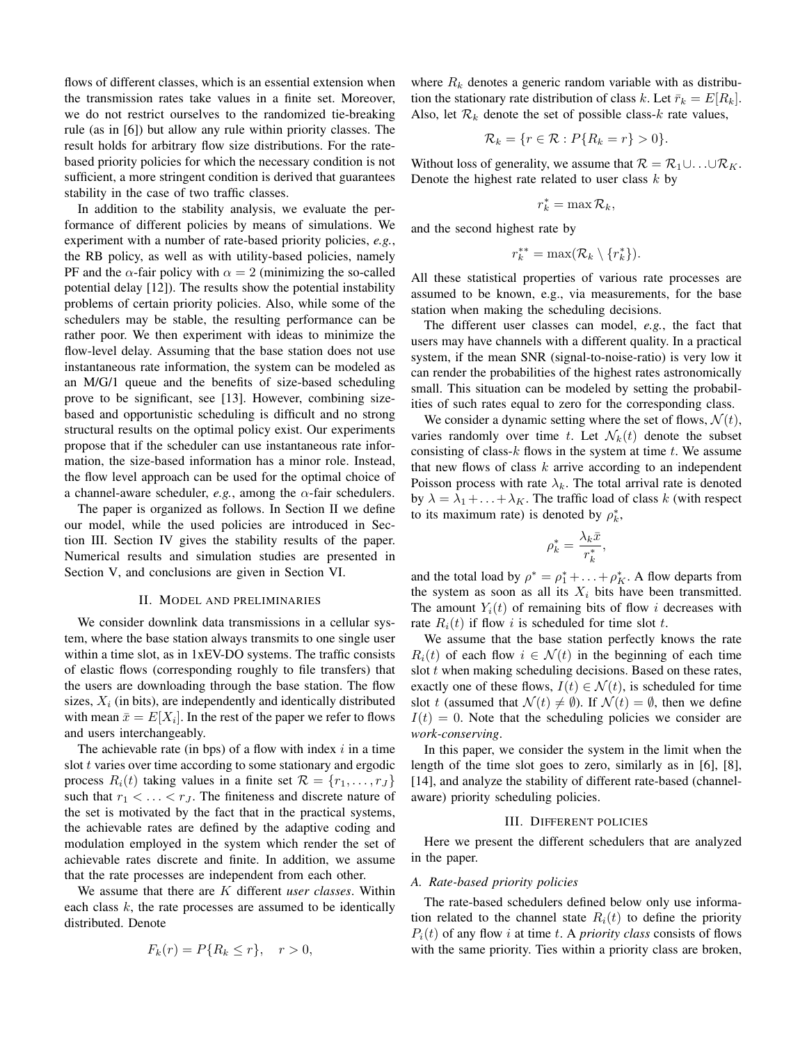flows of different classes, which is an essential extension when the transmission rates take values in a finite set. Moreover, we do not restrict ourselves to the randomized tie-breaking rule (as in [6]) but allow any rule within priority classes. The result holds for arbitrary flow size distributions. For the rate-based priority policies for which the necessary condition is not sufficient, a more stringent condition is derived that guarantees stability in the case of two traffic classes.

In addition to the stability analysis, we evaluate the performance of different policies by means of simulations. We experiment with a number of rate-based priority policies, *e.g.*, the RB policy, as well as with utility-based policies, namely PF and the $\alpha$-fair policy with $\alpha = 2$ (minimizing the so-called potential delay [12]). The results show the potential instability problems of certain priority policies. Also, while some of the schedulers may be stable, the resulting performance can be rather poor. We then experiment with ideas to minimize the flow-level delay. Assuming that the base station does not use instantaneous rate information, the system can be modeled as an M/G/1 queue and the benefits of size-based scheduling prove to be significant, see [13]. However, combining size-based and opportunistic scheduling is difficult and no strong structural results on the optimal policy exist. Our experiments propose that if the scheduler can use instantaneous rate information, the size-based information has a minor role. Instead, the flow level approach can be used for the optimal choice of a channel-aware scheduler, *e.g.*, among the $\alpha$-fair schedulers.

The paper is organized as follows. In Section II we define our model, while the used policies are introduced in Section III. Section IV gives the stability results of the paper. Numerical results and simulation studies are presented in Section V, and conclusions are given in Section VI.

## II. Model and preliminaries

We consider downlink data transmissions in a cellular system, where the base station always transmits to one single user within a time slot, as in 1xEV-DO systems. The traffic consists of elastic flows (corresponding roughly to file transfers) that the users are downloading through the base station. The flow sizes, $X_i$ (in bits), are independently and identically distributed with mean $\bar{x} = E[X_i]$. In the rest of the paper we refer to flows and users interchangeably.

The achievable rate (in bps) of a flow with index $i$ in a time slot $t$ varies over time according to some stationary and ergodic process $R_i(t)$ taking values in a finite set $\mathcal{R} = \{r_1, \ldots, r_J\}$ such that $r_1 < \ldots < r_J$. The finiteness and discrete nature of the set is motivated by the fact that in the practical systems, the achievable rates are defined by the adaptive coding and modulation employed in the system which render the set of achievable rates discrete and finite. In addition, we assume that the rate processes are independent from each other.

We assume that there are $K$ different *user classes*. Within each class $k$, the rate processes are assumed to be identically distributed. Denote

$$F_k(r) = P\{R_k \leq r\}, \quad r > 0,$$

where $R_k$ denotes a generic random variable with as distribution the stationary rate distribution of class $k$. Let $\bar{r}_k = E[R_k]$. Also, let $\mathcal{R}_k$ denote the set of possible class-$k$ rate values,

$$\mathcal{R}_k = \{r \in \mathcal{R} : P\{R_k = r\} > 0\}.$$

Without loss of generality, we assume that $\mathcal{R} = \mathcal{R}_1 \cup \ldots \cup \mathcal{R}_K$. Denote the highest rate related to user class $k$ by

$$r_k^* = \max \mathcal{R}_k,$$

and the second highest rate by

$$r_k^{**} = \max(\mathcal{R}_k \setminus \{r_k^*\}).$$

All these statistical properties of various rate processes are assumed to be known, e.g., via measurements, for the base station when making the scheduling decisions.

The different user classes can model, *e.g.*, the fact that users may have channels with a different quality. In a practical system, if the mean SNR (signal-to-noise-ratio) is very low it can render the probabilities of the highest rates astronomically small. This situation can be modeled by setting the probabilities of such rates equal to zero for the corresponding class.

We consider a dynamic setting where the set of flows, $\mathcal{N}(t)$, varies randomly over time $t$. Let $\mathcal{N}_k(t)$ denote the subset consisting of class-$k$ flows in the system at time $t$. We assume that new flows of class $k$ arrive according to an independent Poisson process with rate $\lambda_k$. The total arrival rate is denoted by $\lambda = \lambda_1 + \ldots + \lambda_K$. The traffic load of class $k$ (with respect to its maximum rate) is denoted by $\rho_k^*$,

$$\rho_k^* = \frac{\lambda_k \bar{x}}{r_k^*},$$

and the total load by $\rho^* = \rho_1^* + \ldots + \rho_K^*$. A flow departs from the system as soon as all its $X_i$ bits have been transmitted. The amount $Y_i(t)$ of remaining bits of flow $i$ decreases with rate $R_i(t)$ if flow $i$ is scheduled for time slot $t$.

We assume that the base station perfectly knows the rate $R_i(t)$ of each flow $i \in \mathcal{N}(t)$ in the beginning of each time slot $t$ when making scheduling decisions. Based on these rates, exactly one of these flows, $I(t) \in \mathcal{N}(t)$, is scheduled for time slot $t$ (assumed that $\mathcal{N}(t) \neq \emptyset$). If $\mathcal{N}(t) = \emptyset$, then we define $I(t) = 0$. Note that the scheduling policies we consider are *work-conserving*.

In this paper, we consider the system in the limit when the length of the time slot goes to zero, similarly as in [6], [8], [14], and analyze the stability of different rate-based (channel-aware) priority scheduling policies.

## III. Different policies

Here we present the different schedulers that are analyzed in the paper.

### A. Rate-based priority policies

The rate-based schedulers defined below only use information related to the channel state $R_i(t)$ to define the priority $P_i(t)$ of any flow $i$ at time $t$. A *priority class* consists of flows with the same priority. Ties within a priority class are broken,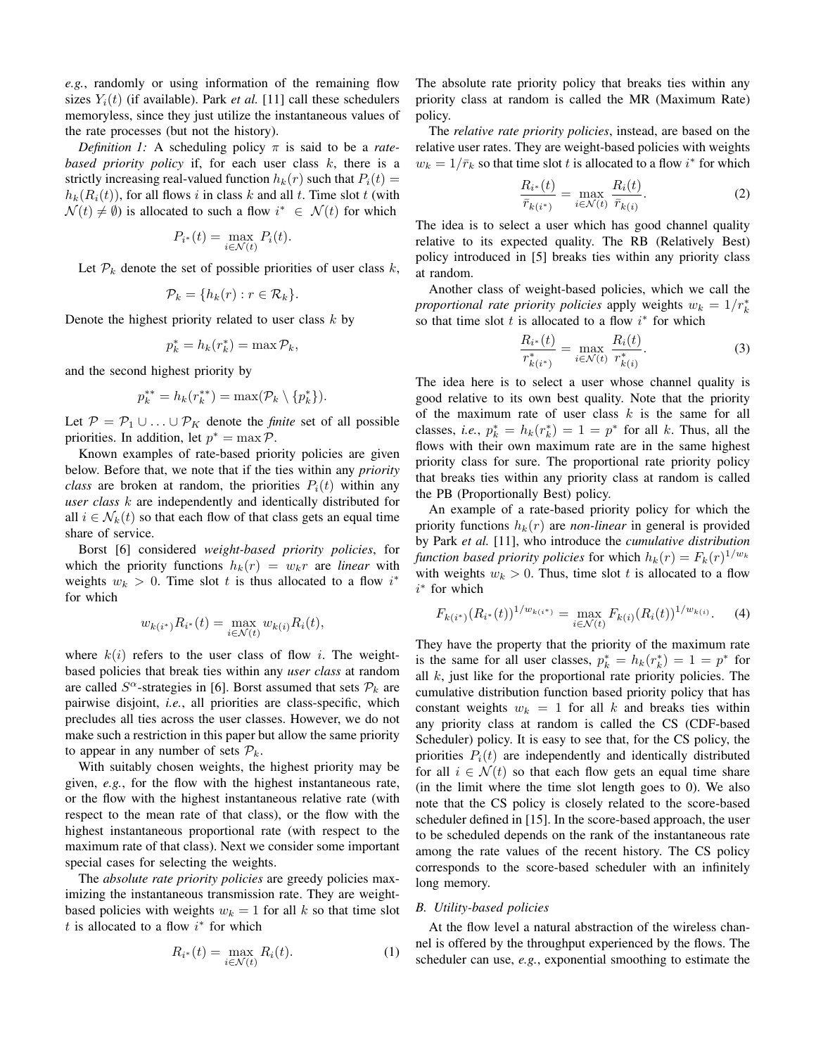*e.g.*, randomly or using information of the remaining flow sizes $Y_i(t)$ (if available). Park *et al.* [11] call these schedulers memoryless, since they just utilize the instantaneous values of the rate processes (but not the history).

*Definition 1:* A scheduling policy $\pi$ is said to be a *rate-based priority policy* if, for each user class $k$, there is a strictly increasing real-valued function $h_k(r)$ such that $P_i(t) = h_k(R_i(t))$, for all flows $i$ in class $k$ and all $t$. Time slot $t$ (with $\mathcal{N}(t) \neq \emptyset$) is allocated to such a flow $i^* \in \mathcal{N}(t)$ for which

$$P_{i^*}(t) = \max_{i \in \mathcal{N}(t)} P_i(t).$$

Let $\mathcal{P}_k$ denote the set of possible priorities of user class $k$,

$$\mathcal{P}_k = \{h_k(r) : r \in \mathcal{R}_k\}.$$

Denote the highest priority related to user class $k$ by

$$p_k^* = h_k(r_k^*) = \max \mathcal{P}_k,$$

and the second highest priority by

$$p_k^{**} = h_k(r_k^{**}) = \max(\mathcal{P}_k \setminus \{p_k^*\}).$$

Let $\mathcal{P} = \mathcal{P}_1 \cup \ldots \cup \mathcal{P}_K$ denote the *finite* set of all possible priorities. In addition, let $p^* = \max \mathcal{P}$.

Known examples of rate-based priority policies are given below. Before that, we note that if the ties within any *priority class* are broken at random, the priorities $P_i(t)$ within any *user class* $k$ are independently and identically distributed for all $i \in \mathcal{N}_k(t)$ so that each flow of that class gets an equal time share of service.

Borst [6] considered *weight-based priority policies*, for which the priority functions $h_k(r) = w_k r$ are *linear* with weights $w_k > 0$. Time slot $t$ is thus allocated to a flow $i^*$ for which

$$w_{k(i^*)} R_{i^*}(t) = \max_{i \in \mathcal{N}(t)} w_{k(i)} R_i(t),$$

where $k(i)$ refers to the user class of flow $i$. The weight-based policies that break ties within any *user class* at random are called $S^\alpha$-strategies in [6]. Borst assumed that sets $\mathcal{P}_k$ are pairwise disjoint, *i.e.*, all priorities are class-specific, which precludes all ties across the user classes. However, we do not make such a restriction in this paper but allow the same priority to appear in any number of sets $\mathcal{P}_k$.

With suitably chosen weights, the highest priority may be given, *e.g.*, for the flow with the highest instantaneous rate, or the flow with the highest instantaneous relative rate (with respect to the mean rate of that class), or the flow with the highest instantaneous proportional rate (with respect to the maximum rate of that class). Next we consider some important special cases for selecting the weights.

The *absolute rate priority policies* are greedy policies maximizing the instantaneous transmission rate. They are weight-based policies with weights $w_k = 1$ for all $k$ so that time slot $t$ is allocated to a flow $i^*$ for which

$$R_{i^*}(t) = \max_{i \in \mathcal{N}(t)} R_i(t). \tag{1}$$

The absolute rate priority policy that breaks ties within any priority class at random is called the MR (Maximum Rate) policy.

The *relative rate priority policies*, instead, are based on the relative user rates. They are weight-based policies with weights $w_k = 1/\bar{r}_k$ so that time slot $t$ is allocated to a flow $i^*$ for which

$$\frac{R_{i^*}(t)}{\bar{r}_{k(i^*)}} = \max_{i \in \mathcal{N}(t)} \frac{R_i(t)}{\bar{r}_{k(i)}}. \tag{2}$$

The idea is to select a user which has good channel quality relative to its expected quality. The RB (Relatively Best) policy introduced in [5] breaks ties within any priority class at random.

Another class of weight-based policies, which we call the *proportional rate priority policies* apply weights $w_k = 1/r_k^*$ so that time slot $t$ is allocated to a flow $i^*$ for which

$$\frac{R_{i^*}(t)}{r^*_{k(i^*)}} = \max_{i \in \mathcal{N}(t)} \frac{R_i(t)}{r^*_{k(i)}}. \tag{3}$$

The idea here is to select a user whose channel quality is good relative to its own best quality. Note that the priority of the maximum rate of user class $k$ is the same for all classes, *i.e.*, $p_k^* = h_k(r_k^*) = 1 = p^*$ for all $k$. Thus, all the flows with their own maximum rate are in the same highest priority class for sure. The proportional rate priority policy that breaks ties within any priority class at random is called the PB (Proportionally Best) policy.

An example of a rate-based priority policy for which the priority functions $h_k(r)$ are *non-linear* in general is provided by Park *et al.* [11], who introduce the *cumulative distribution function based priority policies* for which $h_k(r) = F_k(r)^{1/w_k}$ with weights $w_k > 0$. Thus, time slot $t$ is allocated to a flow $i^*$ for which

$$F_{k(i^*)}(R_{i^*}(t))^{1/w_{k(i^*)}} = \max_{i \in \mathcal{N}(t)} F_{k(i)}(R_i(t))^{1/w_{k(i)}}. \tag{4}$$

They have the property that the priority of the maximum rate is the same for all user classes, $p_k^* = h_k(r_k^*) = 1 = p^*$ for all $k$, just like for the proportional rate priority policies. The cumulative distribution function based priority policy that has constant weights $w_k = 1$ for all $k$ and breaks ties within any priority class at random is called the CS (CDF-based Scheduler) policy. It is easy to see that, for the CS policy, the priorities $P_i(t)$ are independently and identically distributed for all $i \in \mathcal{N}(t)$ so that each flow gets an equal time share (in the limit where the time slot length goes to 0). We also note that the CS policy is closely related to the score-based scheduler defined in [15]. In the score-based approach, the user to be scheduled depends on the rank of the instantaneous rate among the rate values of the recent history. The CS policy corresponds to the score-based scheduler with an infinitely long memory.

### B. Utility-based policies

At the flow level a natural abstraction of the wireless channel is offered by the throughput experienced by the flows. The scheduler can use, *e.g.*, exponential smoothing to estimate the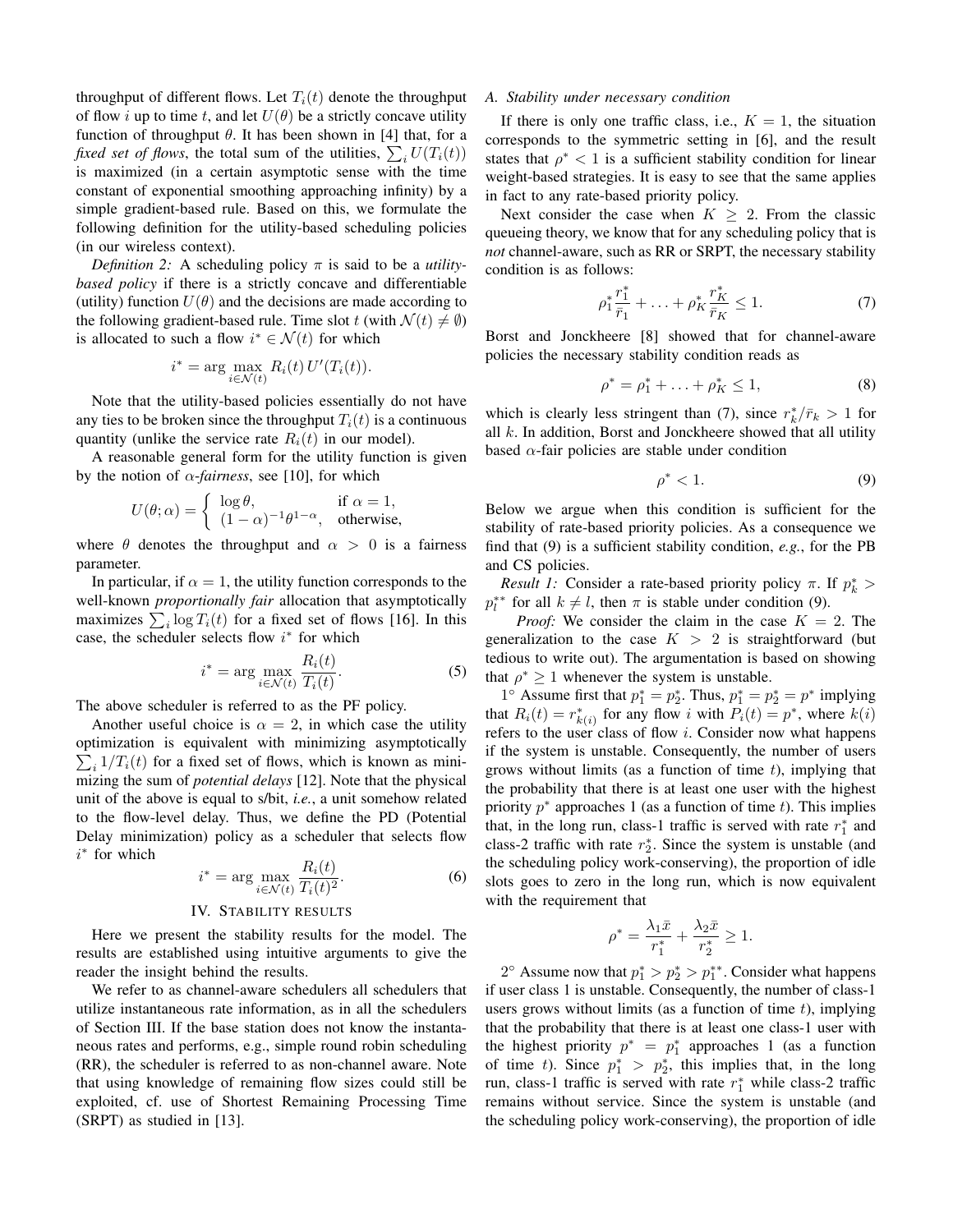throughput of different flows. Let $T_i(t)$ denote the throughput of flow $i$ up to time $t$, and let $U(\theta)$ be a strictly concave utility function of throughput $\theta$. It has been shown in [4] that, for a *fixed set of flows*, the total sum of the utilities, $\sum_i U(T_i(t))$ is maximized (in a certain asymptotic sense with the time constant of exponential smoothing approaching infinity) by a simple gradient-based rule. Based on this, we formulate the following definition for the utility-based scheduling policies (in our wireless context).

*Definition 2:* A scheduling policy $\pi$ is said to be a *utility-based policy* if there is a strictly concave and differentiable (utility) function $U(\theta)$ and the decisions are made according to the following gradient-based rule. Time slot $t$ (with $\mathcal{N}(t) \neq \emptyset$) is allocated to such a flow $i^* \in \mathcal{N}(t)$ for which

$$i^* = \arg \max_{i \in \mathcal{N}(t)} R_i(t)\, U'(T_i(t)).$$

Note that the utility-based policies essentially do not have any ties to be broken since the throughput $T_i(t)$ is a continuous quantity (unlike the service rate $R_i(t)$ in our model).

A reasonable general form for the utility function is given by the notion of $\alpha$-*fairness*, see [10], for which

$$U(\theta; \alpha) = \begin{cases} \log \theta, & \text{if } \alpha = 1, \\ (1-\alpha)^{-1}\theta^{1-\alpha}, & \text{otherwise,} \end{cases}$$

where $\theta$ denotes the throughput and $\alpha > 0$ is a fairness parameter.

In particular, if $\alpha = 1$, the utility function corresponds to the well-known *proportionally fair* allocation that asymptotically maximizes $\sum_i \log T_i(t)$ for a fixed set of flows [16]. In this case, the scheduler selects flow $i^*$ for which

$$i^* = \arg \max_{i \in \mathcal{N}(t)} \frac{R_i(t)}{T_i(t)}. \tag{5}$$

The above scheduler is referred to as the PF policy.

Another useful choice is $\alpha = 2$, in which case the utility optimization is equivalent with minimizing asymptotically $\sum_i 1/T_i(t)$ for a fixed set of flows, which is known as minimizing the sum of *potential delays* [12]. Note that the physical unit of the above is equal to s/bit, *i.e.*, a unit somehow related to the flow-level delay. Thus, we define the PD (Potential Delay minimization) policy as a scheduler that selects flow $i^*$ for which

$$i^* = \arg \max_{i \in \mathcal{N}(t)} \frac{R_i(t)}{T_i(t)^2}. \tag{6}$$

## IV. Stability results

Here we present the stability results for the model. The results are established using intuitive arguments to give the reader the insight behind the results.

We refer to as channel-aware schedulers all schedulers that utilize instantaneous rate information, as in all the schedulers of Section III. If the base station does not know the instantaneous rates and performs, e.g., simple round robin scheduling (RR), the scheduler is referred to as non-channel aware. Note that using knowledge of remaining flow sizes could still be exploited, cf. use of Shortest Remaining Processing Time (SRPT) as studied in [13].

### A. Stability under necessary condition

If there is only one traffic class, i.e., $K = 1$, the situation corresponds to the symmetric setting in [6], and the result states that $\rho^* < 1$ is a sufficient stability condition for linear weight-based strategies. It is easy to see that the same applies in fact to any rate-based priority policy.

Next consider the case when $K \geq 2$. From the classic queueing theory, we know that for any scheduling policy that is *not* channel-aware, such as RR or SRPT, the necessary stability condition is as follows:

$$\rho_1^* \frac{r_1^*}{\bar{r}_1} + \ldots + \rho_K^* \frac{r_K^*}{\bar{r}_K} \leq 1. \tag{7}$$

Borst and Jonckheere [8] showed that for channel-aware policies the necessary stability condition reads as

$$\rho^* = \rho_1^* + \ldots + \rho_K^* \leq 1, \tag{8}$$

which is clearly less stringent than (7), since $r_k^*/\bar{r}_k > 1$ for all $k$. In addition, Borst and Jonckheere showed that all utility based $\alpha$-fair policies are stable under condition

$$\rho^* < 1. \tag{9}$$

Below we argue when this condition is sufficient for the stability of rate-based priority policies. As a consequence we find that (9) is a sufficient stability condition, *e.g.*, for the PB and CS policies.

*Result 1:* Consider a rate-based priority policy $\pi$. If $p_k^* > p_l^{**}$ for all $k \neq l$, then $\pi$ is stable under condition (9).

*Proof:* We consider the claim in the case $K = 2$. The generalization to the case $K > 2$ is straightforward (but tedious to write out). The argumentation is based on showing that $\rho^* \geq 1$ whenever the system is unstable.

1° Assume first that $p_1^* = p_2^*$. Thus, $p_1^* = p_2^* = p^*$ implying that $R_i(t) = r_{k(i)}^*$ for any flow $i$ with $P_i(t) = p^*$, where $k(i)$ refers to the user class of flow $i$. Consider now what happens if the system is unstable. Consequently, the number of users grows without limits (as a function of time $t$), implying that the probability that there is at least one user with the highest priority $p^*$ approaches 1 (as a function of time $t$). This implies that, in the long run, class-1 traffic is served with rate $r_1^*$ and class-2 traffic with rate $r_2^*$. Since the system is unstable (and the scheduling policy work-conserving), the proportion of idle slots goes to zero in the long run, which is now equivalent with the requirement that

$$\rho^* = \frac{\lambda_1 \bar{x}}{r_1^*} + \frac{\lambda_2 \bar{x}}{r_2^*} \geq 1.$$

2° Assume now that $p_1^* > p_2^* > p_1^{**}$. Consider what happens if user class 1 is unstable. Consequently, the number of class-1 users grows without limits (as a function of time $t$), implying that the probability that there is at least one class-1 user with the highest priority $p^* = p_1^*$ approaches 1 (as a function of time $t$). Since $p_1^* > p_2^*$, this implies that, in the long run, class-1 traffic is served with rate $r_1^*$ while class-2 traffic remains without service. Since the system is unstable (and the scheduling policy work-conserving), the proportion of idle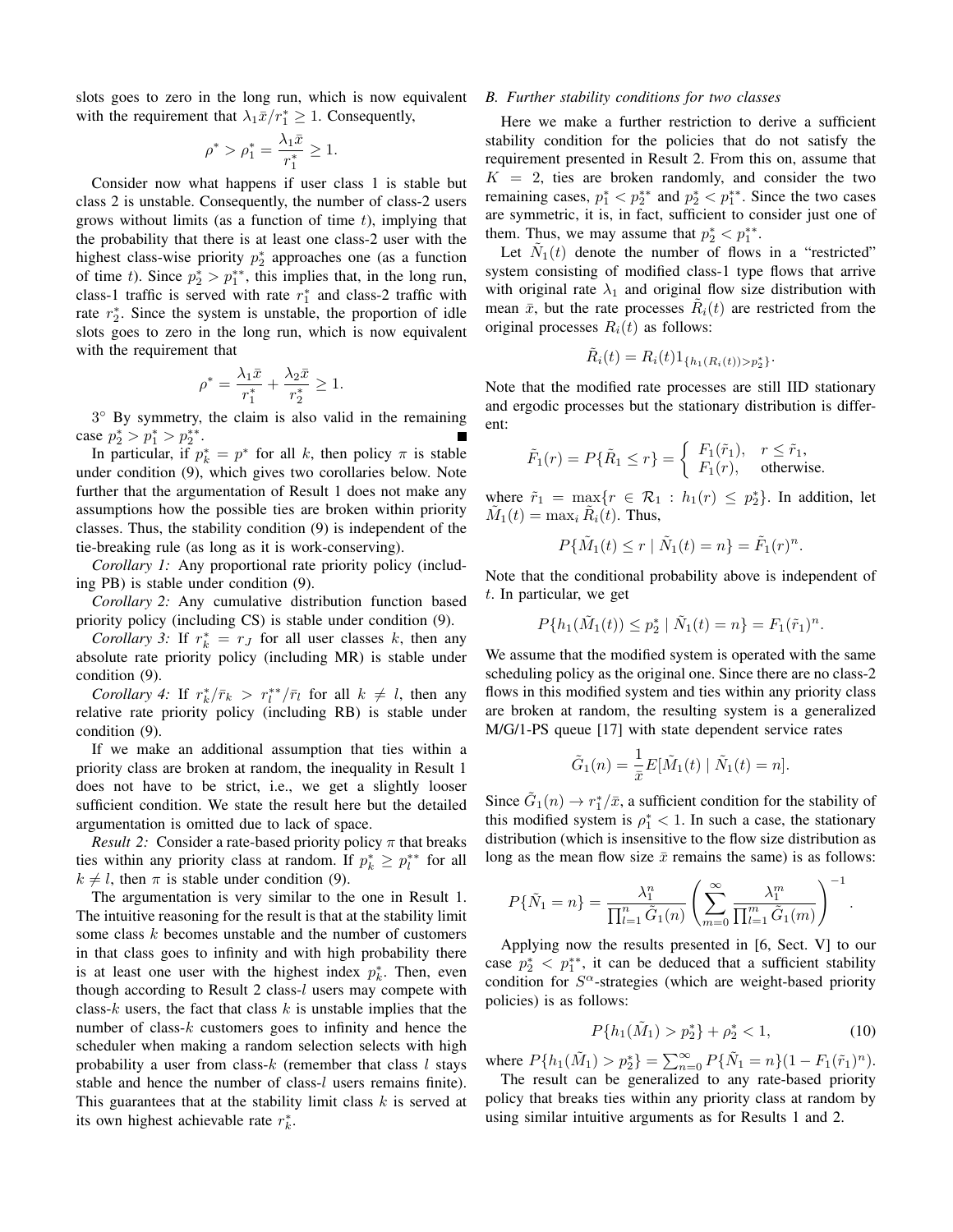slots goes to zero in the long run, which is now equivalent with the requirement that $\lambda_1 \bar{x}/r_1^* \geq 1$. Consequently,

$$\rho^* > \rho_1^* = \frac{\lambda_1 \bar{x}}{r_1^*} \geq 1.$$

Consider now what happens if user class 1 is stable but class 2 is unstable. Consequently, the number of class-2 users grows without limits (as a function of time $t$), implying that the probability that there is at least one class-2 user with the highest class-wise priority $p_2^*$ approaches one (as a function of time $t$). Since $p_2^* > p_1^{**}$, this implies that, in the long run, class-1 traffic is served with rate $r_1^*$ and class-2 traffic with rate $r_2^*$. Since the system is unstable, the proportion of idle slots goes to zero in the long run, which is now equivalent with the requirement that

$$\rho^* = \frac{\lambda_1 \bar{x}}{r_1^*} + \frac{\lambda_2 \bar{x}}{r_2^*} \geq 1.$$

3° By symmetry, the claim is also valid in the remaining case $p_2^* > p_1^* > p_2^{**}$. ■

In particular, if $p_k^* = p^*$ for all $k$, then policy $\pi$ is stable under condition (9), which gives two corollaries below. Note further that the argumentation of Result 1 does not make any assumptions how the possible ties are broken within priority classes. Thus, the stability condition (9) is independent of the tie-breaking rule (as long as it is work-conserving).

*Corollary 1:* Any proportional rate priority policy (including PB) is stable under condition (9).

*Corollary 2:* Any cumulative distribution function based priority policy (including CS) is stable under condition (9).

*Corollary 3:* If $r_k^* = r_J$ for all user classes $k$, then any absolute rate priority policy (including MR) is stable under condition (9).

*Corollary 4:* If $r_k^*/\bar{r}_k > r_l^{**}/\bar{r}_l$ for all $k \neq l$, then any relative rate priority policy (including RB) is stable under condition (9).

If we make an additional assumption that ties within a priority class are broken at random, the inequality in Result 1 does not have to be strict, i.e., we get a slightly looser sufficient condition. We state the result here but the detailed argumentation is omitted due to lack of space.

*Result 2:* Consider a rate-based priority policy $\pi$ that breaks ties within any priority class at random. If $p_k^* \geq p_l^{**}$ for all $k \neq l$, then $\pi$ is stable under condition (9).

The argumentation is very similar to the one in Result 1. The intuitive reasoning for the result is that at the stability limit some class $k$ becomes unstable and the number of customers in that class goes to infinity and with high probability there is at least one user with the highest index $p_k^*$. Then, even though according to Result 2 class-$l$ users may compete with class-$k$ users, the fact that class $k$ is unstable implies that the number of class-$k$ customers goes to infinity and hence the scheduler when making a random selection selects with high probability a user from class-$k$ (remember that class $l$ stays stable and hence the number of class-$l$ users remains finite). This guarantees that at the stability limit class $k$ is served at its own highest achievable rate $r_k^*$.

### B. Further stability conditions for two classes

Here we make a further restriction to derive a sufficient stability condition for the policies that do not satisfy the requirement presented in Result 2. From this on, assume that $K = 2$, ties are broken randomly, and consider the two remaining cases, $p_1^* < p_2^{**}$ and $p_2^* < p_1^{**}$. Since the two cases are symmetric, it is, in fact, sufficient to consider just one of them. Thus, we may assume that $p_2^* < p_1^{**}$.

Let $\tilde{N}_1(t)$ denote the number of flows in a "restricted" system consisting of modified class-1 type flows that arrive with original rate $\lambda_1$ and original flow size distribution with mean $\bar{x}$, but the rate processes $\tilde{R}_i(t)$ are restricted from the original processes $R_i(t)$ as follows:

$$\tilde{R}_i(t) = R_i(t) 1_{\{h_1(R_i(t)) > p_2^*\}}.$$

Note that the modified rate processes are still IID stationary and ergodic processes but the stationary distribution is different:

$$\tilde{F}_1(r) = P\{\tilde{R}_1 \leq r\} = \begin{cases} F_1(\tilde{r}_1), & r \leq \tilde{r}_1, \\ F_1(r), & \text{otherwise.} \end{cases}$$

where $\tilde{r}_1 = \max\{r \in \mathcal{R}_1 : h_1(r) \leq p_2^*\}$. In addition, let $\tilde{M}_1(t) = \max_i \tilde{R}_i(t)$. Thus,

$$P\{\tilde{M}_1(t) \leq r \mid \tilde{N}_1(t) = n\} = \tilde{F}_1(r)^n.$$

Note that the conditional probability above is independent of $t$. In particular, we get

$$P\{h_1(\tilde{M}_1(t)) \leq p_2^* \mid \tilde{N}_1(t) = n\} = F_1(\tilde{r}_1)^n.$$

We assume that the modified system is operated with the same scheduling policy as the original one. Since there are no class-2 flows in this modified system and ties within any priority class are broken at random, the resulting system is a generalized M/G/1-PS queue [17] with state dependent service rates

$$\tilde{G}_1(n) = \frac{1}{\bar{x}} E[\tilde{M}_1(t) \mid \tilde{N}_1(t) = n].$$

Since $\tilde{G}_1(n) \to r_1^*/\bar{x}$, a sufficient condition for the stability of this modified system is $\rho_1^* < 1$. In such a case, the stationary distribution (which is insensitive to the flow size distribution as long as the mean flow size $\bar{x}$ remains the same) is as follows:

$$P\{\tilde{N}_1 = n\} = \frac{\lambda_1^n}{\prod_{l=1}^n \tilde{G}_1(n)} \left( \sum_{m=0}^{\infty} \frac{\lambda_1^m}{\prod_{l=1}^m \tilde{G}_1(m)} \right)^{-1}.$$

Applying now the results presented in [6, Sect. V] to our case $p_2^* < p_1^{**}$, it can be deduced that a sufficient stability condition for $S^\alpha$-strategies (which are weight-based priority policies) is as follows:

$$P\{h_1(\tilde{M}_1) > p_2^*\} + \rho_2^* < 1, \tag{10}$$

where $P\{h_1(\tilde{M}_1) > p_2^*\} = \sum_{n=0}^{\infty} P\{\tilde{N}_1 = n\}(1 - F_1(\tilde{r}_1)^n)$.

The result can be generalized to any rate-based priority policy that breaks ties within any priority class at random by using similar intuitive arguments as for Results 1 and 2.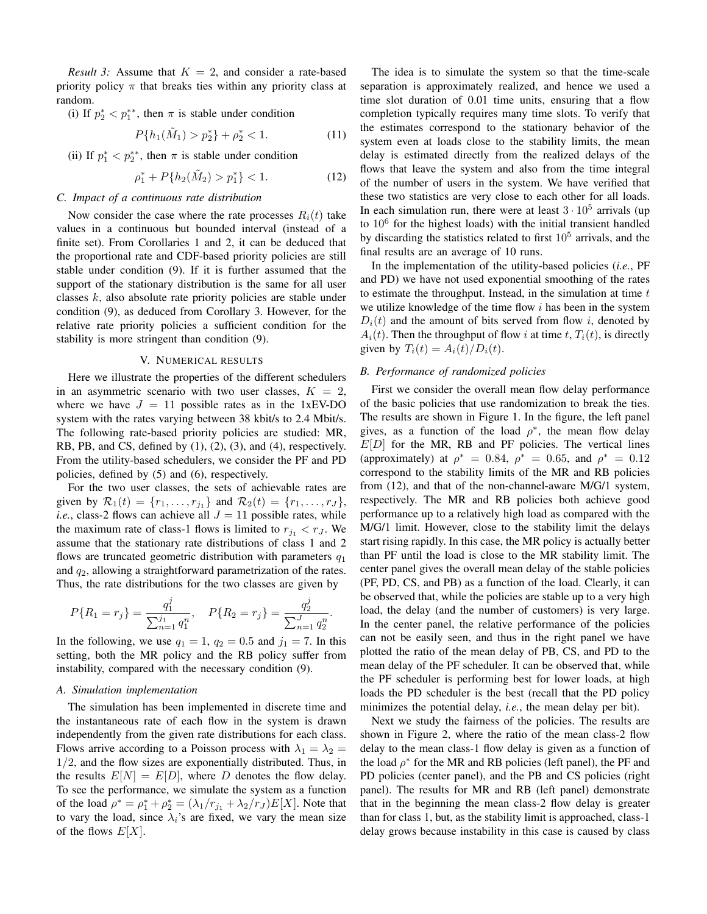*Result 3:* Assume that $K = 2$, and consider a rate-based priority policy $\pi$ that breaks ties within any priority class at random.

(i) If $p_2^* < p_1^{**}$, then $\pi$ is stable under condition

$$P\{h_1(\tilde{M}_1) > p_2^*\} + \rho_2^* < 1. \tag{11}$$

(ii) If $p_1^* < p_2^{**}$, then $\pi$ is stable under condition

$$\rho_1^* + P\{h_2(\tilde{M}_2) > p_1^*\} < 1. \tag{12}$$

### C. Impact of a continuous rate distribution

Now consider the case where the rate processes $R_i(t)$ take values in a continuous but bounded interval (instead of a finite set). From Corollaries 1 and 2, it can be deduced that the proportional rate and CDF-based priority policies are still stable under condition (9). If it is further assumed that the support of the stationary distribution is the same for all user classes $k$, also absolute rate priority policies are stable under condition (9), as deduced from Corollary 3. However, for the relative rate priority policies a sufficient condition for the stability is more stringent than condition (9).

## V. Numerical results

Here we illustrate the properties of the different schedulers in an asymmetric scenario with two user classes, $K = 2$, where we have $J = 11$ possible rates as in the 1xEV-DO system with the rates varying between 38 kbit/s to 2.4 Mbit/s. The following rate-based priority policies are studied: MR, RB, PB, and CS, defined by (1), (2), (3), and (4), respectively. From the utility-based schedulers, we consider the PF and PD policies, defined by (5) and (6), respectively.

For the two user classes, the sets of achievable rates are given by $\mathcal{R}_1(t) = \{r_1, \ldots, r_{j_1}\}$ and $\mathcal{R}_2(t) = \{r_1, \ldots, r_J\}$, *i.e.*, class-2 flows can achieve all $J = 11$ possible rates, while the maximum rate of class-1 flows is limited to $r_{j_1} < r_J$. We assume that the stationary rate distributions of class 1 and 2 flows are truncated geometric distribution with parameters $q_1$ and $q_2$, allowing a straightforward parametrization of the rates. Thus, the rate distributions for the two classes are given by

$$P\{R_1 = r_j\} = \frac{q_1^j}{\sum_{n=1}^{j_1} q_1^n}, \quad P\{R_2 = r_j\} = \frac{q_2^j}{\sum_{n=1}^{J} q_2^n}.$$

In the following, we use $q_1 = 1$, $q_2 = 0.5$ and $j_1 = 7$. In this setting, both the MR policy and the RB policy suffer from instability, compared with the necessary condition (9).

### A. Simulation implementation

The simulation has been implemented in discrete time and the instantaneous rate of each flow in the system is drawn independently from the given rate distributions for each class. Flows arrive according to a Poisson process with $\lambda_1 = \lambda_2 = 1/2$, and the flow sizes are exponentially distributed. Thus, in the results $E[N] = E[D]$, where $D$ denotes the flow delay. To see the performance, we simulate the system as a function of the load $\rho^* = \rho_1^* + \rho_2^* = (\lambda_1/r_{j_1} + \lambda_2/r_J)E[X]$. Note that to vary the load, since $\lambda_i$'s are fixed, we vary the mean size of the flows $E[X]$.

The idea is to simulate the system so that the time-scale separation is approximately realized, and hence we used a time slot duration of 0.01 time units, ensuring that a flow completion typically requires many time slots. To verify that the estimates correspond to the stationary behavior of the system even at loads close to the stability limits, the mean delay is estimated directly from the realized delays of the flows that leave the system and also from the time integral of the number of users in the system. We have verified that these two statistics are very close to each other for all loads. In each simulation run, there were at least $3 \cdot 10^5$ arrivals (up to $10^6$ for the highest loads) with the initial transient handled by discarding the statistics related to first $10^5$ arrivals, and the final results are an average of 10 runs.

In the implementation of the utility-based policies (*i.e.*, PF and PD) we have not used exponential smoothing of the rates to estimate the throughput. Instead, in the simulation at time $t$ we utilize knowledge of the time flow $i$ has been in the system $D_i(t)$ and the amount of bits served from flow $i$, denoted by $A_i(t)$. Then the throughput of flow $i$ at time $t$, $T_i(t)$, is directly given by $T_i(t) = A_i(t)/D_i(t)$.

### B. Performance of randomized policies

First we consider the overall mean flow delay performance of the basic policies that use randomization to break the ties. The results are shown in Figure 1. In the figure, the left panel gives, as a function of the load $\rho^*$, the mean flow delay $E[D]$ for the MR, RB and PF policies. The vertical lines (approximately) at $\rho^* = 0.84$, $\rho^* = 0.65$, and $\rho^* = 0.12$ correspond to the stability limits of the MR and RB policies from (12), and that of the non-channel-aware M/G/1 system, respectively. The MR and RB policies both achieve good performance up to a relatively high load as compared with the M/G/1 limit. However, close to the stability limit the delays start rising rapidly. In this case, the MR policy is actually better than PF until the load is close to the MR stability limit. The center panel gives the overall mean delay of the stable policies (PF, PD, CS, and PB) as a function of the load. Clearly, it can be observed that, while the policies are stable up to a very high load, the delay (and the number of customers) is very large. In the center panel, the relative performance of the policies can not be easily seen, and thus in the right panel we have plotted the ratio of the mean delay of PB, CS, and PD to the mean delay of the PF scheduler. It can be observed that, while the PF scheduler is performing best for lower loads, at high loads the PD scheduler is the best (recall that the PD policy minimizes the potential delay, *i.e.*, the mean delay per bit).

Next we study the fairness of the policies. The results are shown in Figure 2, where the ratio of the mean class-2 flow delay to the mean class-1 flow delay is given as a function of the load $\rho^*$ for the MR and RB policies (left panel), the PF and PD policies (center panel), and the PB and CS policies (right panel). The results for MR and RB (left panel) demonstrate that in the beginning the mean class-2 flow delay is greater than for class 1, but, as the stability limit is approached, class-1 delay grows because instability in this case is caused by class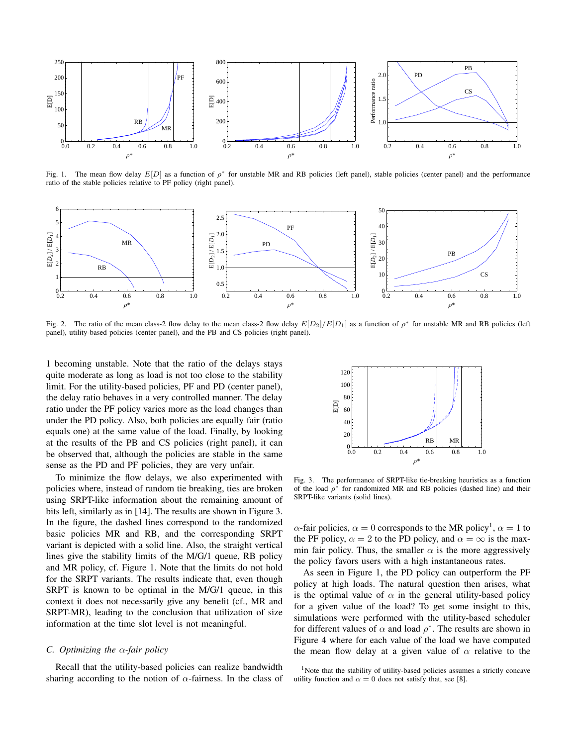Fig. 1. The mean flow delay $E[D]$ as a function of $\rho^*$ for unstable MR and RB policies (left panel), stable policies (center panel) and the performance ratio of the stable policies relative to PF policy (right panel).

Fig. 2. The ratio of the mean class-2 flow delay to the mean class-2 flow delay $E[D_2]/E[D_1]$ as a function of $\rho^*$ for unstable MR and RB policies (left panel), utility-based policies (center panel), and the PB and CS policies (right panel).

1 becoming unstable. Note that the ratio of the delays stays quite moderate as long as load is not too close to the stability limit. For the utility-based policies, PF and PD (center panel), the delay ratio behaves in a very controlled manner. The delay ratio under the PF policy varies more as the load changes than under the PD policy. Also, both policies are equally fair (ratio equals one) at the same value of the load. Finally, by looking at the results of the PB and CS policies (right panel), it can be observed that, although the policies are stable in the same sense as the PD and PF policies, they are very unfair.

To minimize the flow delays, we also experimented with policies where, instead of random tie breaking, ties are broken using SRPT-like information about the remaining amount of bits left, similarly as in [14]. The results are shown in Figure 3. In the figure, the dashed lines correspond to the randomized basic policies MR and RB, and the corresponding SRPT variant is depicted with a solid line. Also, the straight vertical lines give the stability limits of the M/G/1 queue, RB policy and MR policy, cf. Figure 1. Note that the limits do not hold for the SRPT variants. The results indicate that, even though SRPT is known to be optimal in the M/G/1 queue, in this context it does not necessarily give any benefit (cf., MR and SRPT-MR), leading to the conclusion that utilization of size information at the time slot level is not meaningful.

Fig. 3. The performance of SRPT-like tie-breaking heuristics as a function of the load $\rho^*$ for randomized MR and RB policies (dashed line) and their SRPT-like variants (solid lines).

### C. Optimizing the $\alpha$-fair policy

Recall that the utility-based policies can realize bandwidth sharing according to the notion of $\alpha$-fairness. In the class of $\alpha$-fair policies, $\alpha = 0$ corresponds to the MR policy[1], $\alpha = 1$ to the PF policy, $\alpha = 2$ to the PD policy, and $\alpha = \infty$ is the max-min fair policy. Thus, the smaller $\alpha$ is the more aggressively the policy favors users with a high instantaneous rates.

As seen in Figure 1, the PD policy can outperform the PF policy at high loads. The natural question then arises, what is the optimal value of $\alpha$ in the general utility-based policy for a given value of the load? To get some insight to this, simulations were performed with the utility-based scheduler for different values of $\alpha$ and load $\rho^*$. The results are shown in Figure 4 where for each value of the load we have computed the mean flow delay at a given value of $\alpha$ relative to the

[1] Note that the stability of utility-based policies assumes a strictly concave utility function and $\alpha = 0$ does not satisfy that, see [8].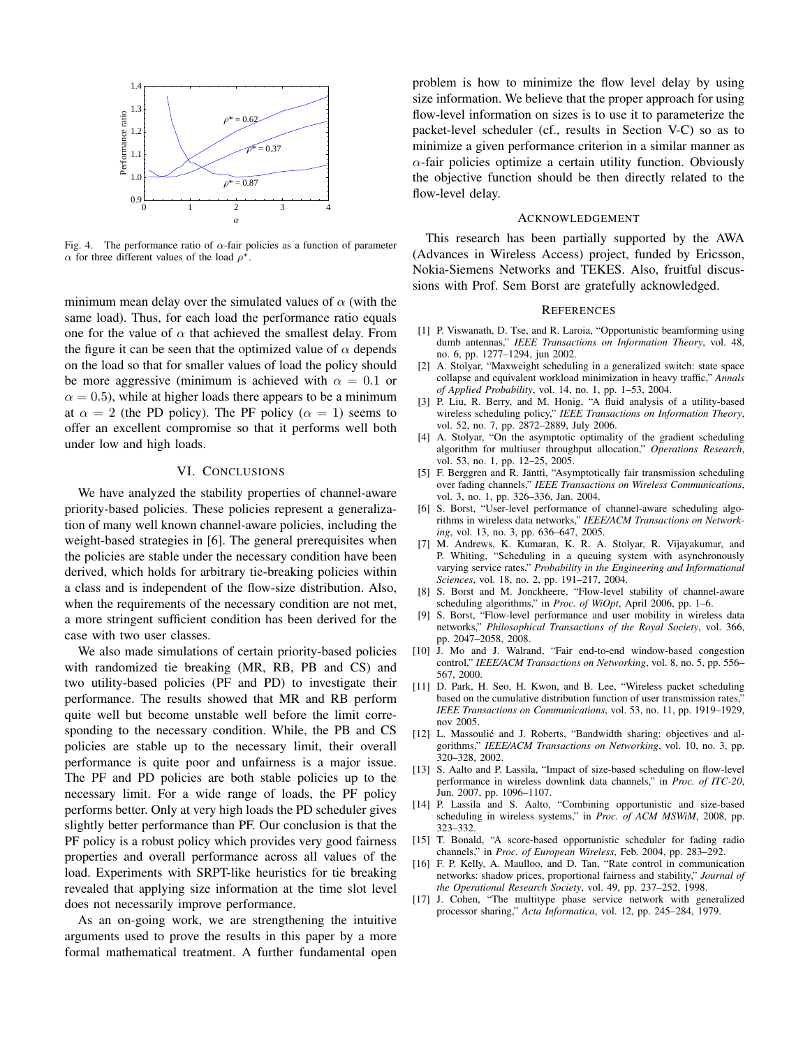1.4

1.3

1.2

1.1

1.0

0.9

0 1 2 3 4

Performance ratio

$\alpha$

$\rho^* = 0.62$

$\rho^* = 0.37$

$\rho^* = 0.87$

Fig. 4. The performance ratio of $\alpha$-fair policies as a function of parameter $\alpha$ for three different values of the load $\rho^*$.

minimum mean delay over the simulated values of $\alpha$ (with the same load). Thus, for each load the performance ratio equals one for the value of $\alpha$ that achieved the smallest delay. From the figure it can be seen that the optimized value of $\alpha$ depends on the load so that for smaller values of load the policy should be more aggressive (minimum is achieved with $\alpha = 0.1$ or $\alpha = 0.5$), while at higher loads there appears to be a minimum at $\alpha = 2$ (the PD policy). The PF policy ($\alpha = 1$) seems to offer an excellent compromise so that it performs well both under low and high loads.

## VI. Conclusions

We have analyzed the stability properties of channel-aware priority-based policies. These policies represent a generalization of many well known channel-aware policies, including the weight-based strategies in [6]. The general prerequisites when the policies are stable under the necessary condition have been derived, which holds for arbitrary tie-breaking policies within a class and is independent of the flow-size distribution. Also, when the requirements of the necessary condition are not met, a more stringent sufficient condition has been derived for the case with two user classes.

We also made simulations of certain priority-based policies with randomized tie breaking (MR, RB, PB and CS) and two utility-based policies (PF and PD) to investigate their performance. The results showed that MR and RB perform quite well but become unstable well before the limit corresponding to the necessary condition. While, the PB and CS policies are stable up to the necessary limit, their overall performance is quite poor and unfairness is a major issue. The PF and PD policies are both stable policies up to the necessary limit. For a wide range of loads, the PF policy performs better. Only at very high loads the PD scheduler gives slightly better performance than PF. Our conclusion is that the PF policy is a robust policy which provides very good fairness properties and overall performance across all values of the load. Experiments with SRPT-like heuristics for tie breaking revealed that applying size information at the time slot level does not necessarily improve performance.

As an on-going work, we are strengthening the intuitive arguments used to prove the results in this paper by a more formal mathematical treatment. A further fundamental open problem is how to minimize the flow level delay by using size information. We believe that the proper approach for using flow-level information on sizes is to use it to parameterize the packet-level scheduler (cf., results in Section V-C) so as to minimize a given performance criterion in a similar manner as $\alpha$-fair policies optimize a certain utility function. Obviously the objective function should be then directly related to the flow-level delay.

## Acknowledgement

This research has been partially supported by the AWA (Advances in Wireless Access) project, funded by Ericsson, Nokia-Siemens Networks and TEKES. Also, fruitful discussions with Prof. Sem Borst are gratefully acknowledged.

## References

[1] P. Viswanath, D. Tse, and R. Laroia, "Opportunistic beamforming using dumb antennas," *IEEE Transactions on Information Theory*, vol. 48, no. 6, pp. 1277–1294, jun 2002.

[2] A. Stolyar, "Maxweight scheduling in a generalized switch: state space collapse and equivalent workload minimization in heavy traffic," *Annals of Applied Probability*, vol. 14, no. 1, pp. 1–53, 2004.

[3] P. Liu, R. Berry, and M. Honig, "A fluid analysis of a utility-based wireless scheduling policy," *IEEE Transactions on Information Theory*, vol. 52, no. 7, pp. 2872–2889, July 2006.

[4] A. Stolyar, "On the asymptotic optimality of the gradient scheduling algorithm for multiuser throughput allocation," *Operations Research*, vol. 53, no. 1, pp. 12–25, 2005.

[5] F. Berggren and R. Jäntti, "Asymptotically fair transmission scheduling over fading channels," *IEEE Transactions on Wireless Communications*, vol. 3, no. 1, pp. 326–336, Jan. 2004.

[6] S. Borst, "User-level performance of channel-aware scheduling algorithms in wireless data networks," *IEEE/ACM Transactions on Networking*, vol. 13, no. 3, pp. 636–647, 2005.

[7] M. Andrews, K. Kumaran, K. R. A. Stolyar, R. Vijayakumar, and P. Whiting, "Scheduling in a queuing system with asynchronously varying service rates," *Probability in the Engineering and Informational Sciences*, vol. 18, no. 2, pp. 191–217, 2004.

[8] S. Borst and M. Jonckheere, "Flow-level stability of channel-aware scheduling algorithms," in *Proc. of WiOpt*, April 2006, pp. 1–6.

[9] S. Borst, "Flow-level performance and user mobility in wireless data networks," *Philosophical Transactions of the Royal Society*, vol. 366, pp. 2047–2058, 2008.

[10] J. Mo and J. Walrand, "Fair end-to-end window-based congestion control," *IEEE/ACM Transactions on Networking*, vol. 8, no. 5, pp. 556–567, 2000.

[11] D. Park, H. Seo, H. Kwon, and B. Lee, "Wireless packet scheduling based on the cumulative distribution function of user transmission rates," *IEEE Transactions on Communications*, vol. 53, no. 11, pp. 1919–1929, nov 2005.

[12] L. Massoulié and J. Roberts, "Bandwidth sharing: objectives and algorithms," *IEEE/ACM Transactions on Networking*, vol. 10, no. 3, pp. 320–328, 2002.

[13] S. Aalto and P. Lassila, "Impact of size-based scheduling on flow-level performance in wireless downlink data channels," in *Proc. of ITC-20*, Jun. 2007, pp. 1096–1107.

[14] P. Lassila and S. Aalto, "Combining opportunistic and size-based scheduling in wireless systems," in *Proc. of ACM MSWiM*, 2008, pp. 323–332.

[15] T. Bonald, "A score-based opportunistic scheduler for fading radio channels," in *Proc. of European Wireless*, Feb. 2004, pp. 283–292.

[16] F. P. Kelly, A. Maulloo, and D. Tan, "Rate control in communication networks: shadow prices, proportional fairness and stability," *Journal of the Operational Research Society*, vol. 49, pp. 237–252, 1998.

[17] J. Cohen, "The multitype phase service network with generalized processor sharing," *Acta Informatica*, vol. 12, pp. 245–284, 1979.